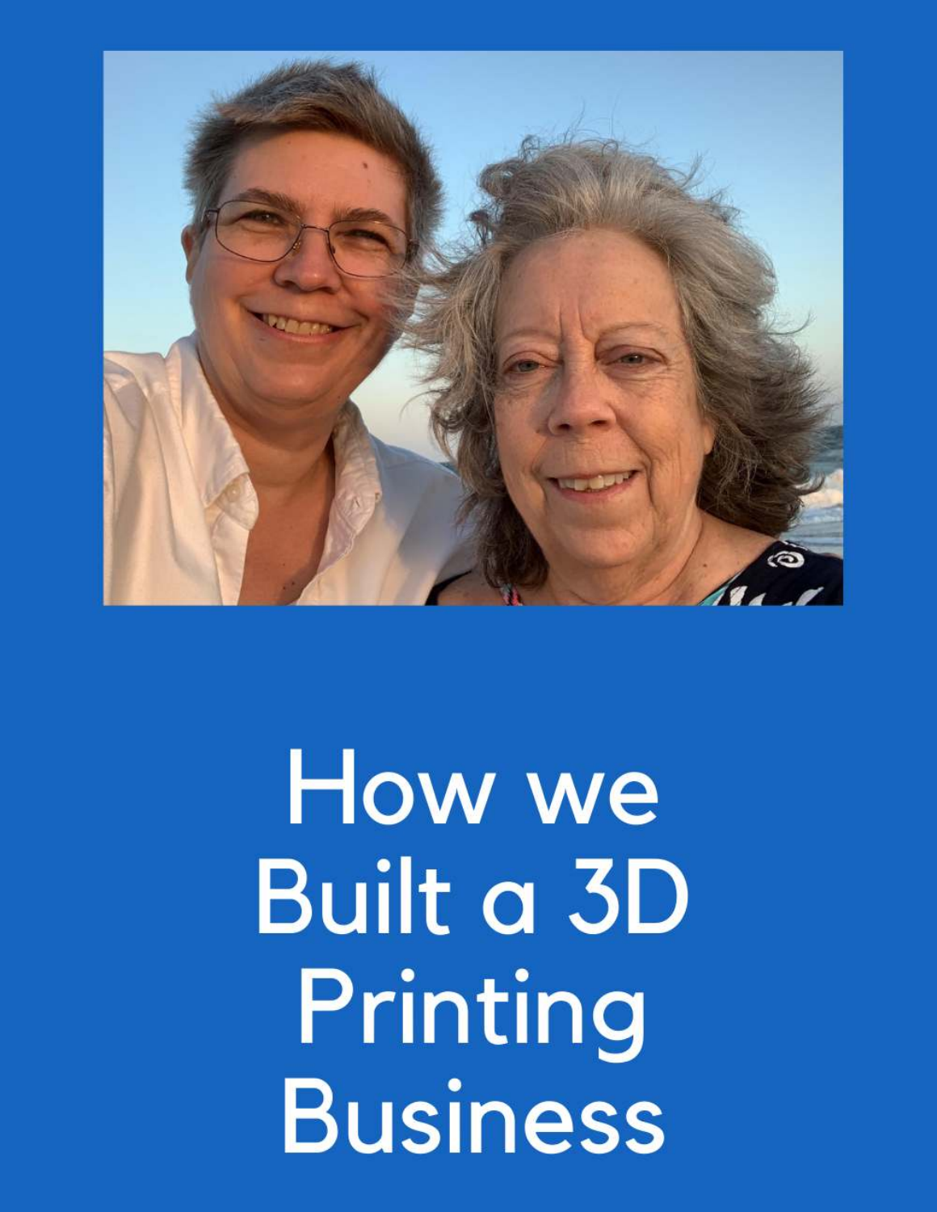# How we Built a 3D Printing Business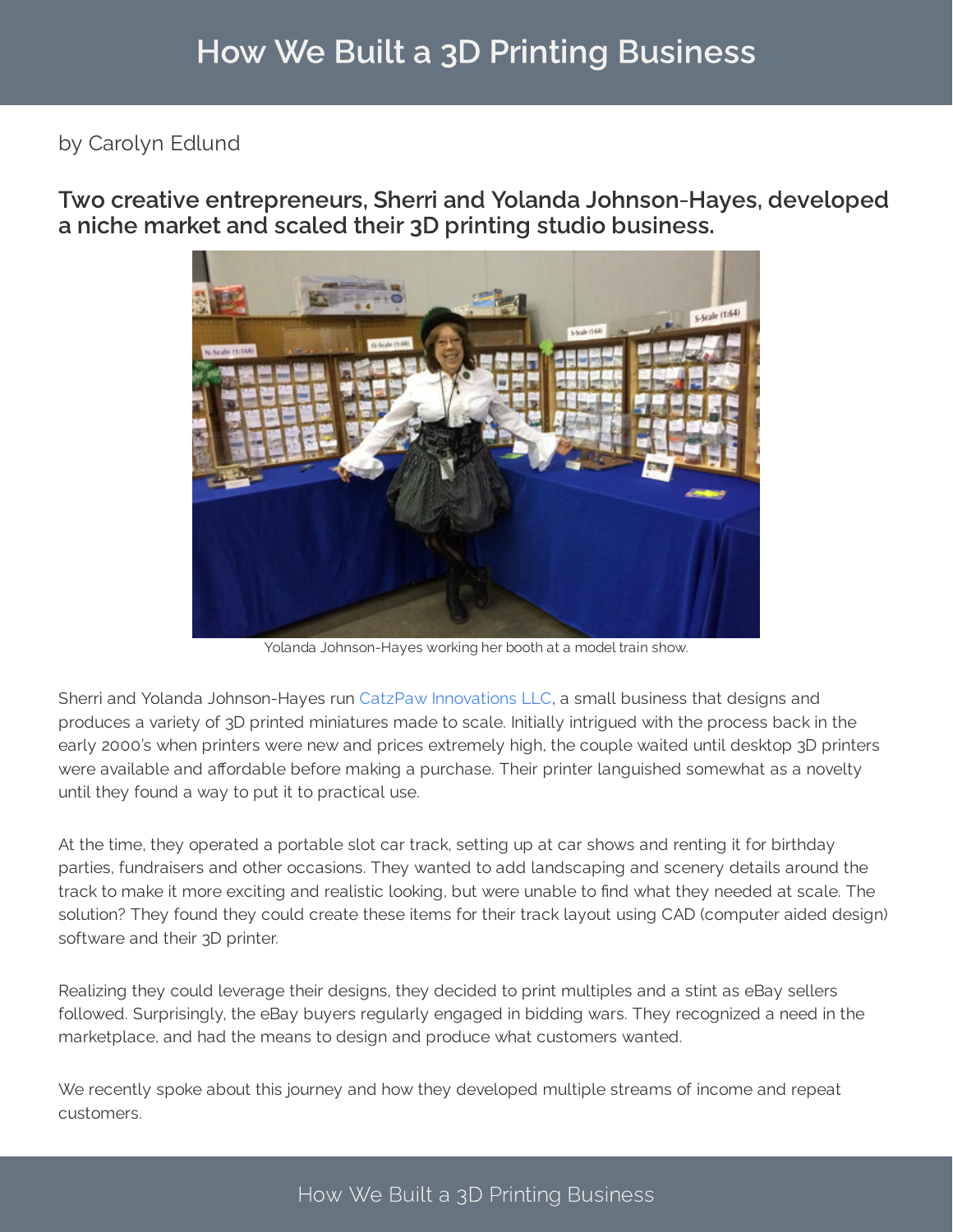# How We Built a 3D Printing Business

by Carolyn Edlund

## Two creative entrepreneurs, Sherri and Yolanda Johnson-Hayes, developed a niche market and scaled their 3D printing studio business.

Yolanda Johnson-Hayes working her booth at a model train show.

Sherri and Yolanda Johnson-Hayes run CatzPaw Innovations LLC, a small business that designs and produces a variety of 3D printed miniatures made to scale. Initially intrigued with the process back in the early 2000's when printers were new and prices extremely high, the couple waited until desktop 3D printers were available and affordable before making a purchase. Their printer languished somewhat as a novelty until they found a way to put it to practical use.

At the time, they operated a portable slot car track, setting up at car shows and renting it for birthday parties, fundraisers and other occasions. They wanted to add landscaping and scenery details around the track to make it more exciting and realistic looking, but were unable to find what they needed at scale. The solution? They found they could create these items for their track layout using CAD (computer aided design) software and their 3D printer.

Realizing they could leverage their designs, they decided to print multiples and a stint as eBay sellers followed. Surprisingly, the eBay buyers regularly engaged in bidding wars. They recognized a need in the marketplace, and had the means to design and produce what customers wanted.

We recently spoke about this journey and how they developed multiple streams of income and repeat customers.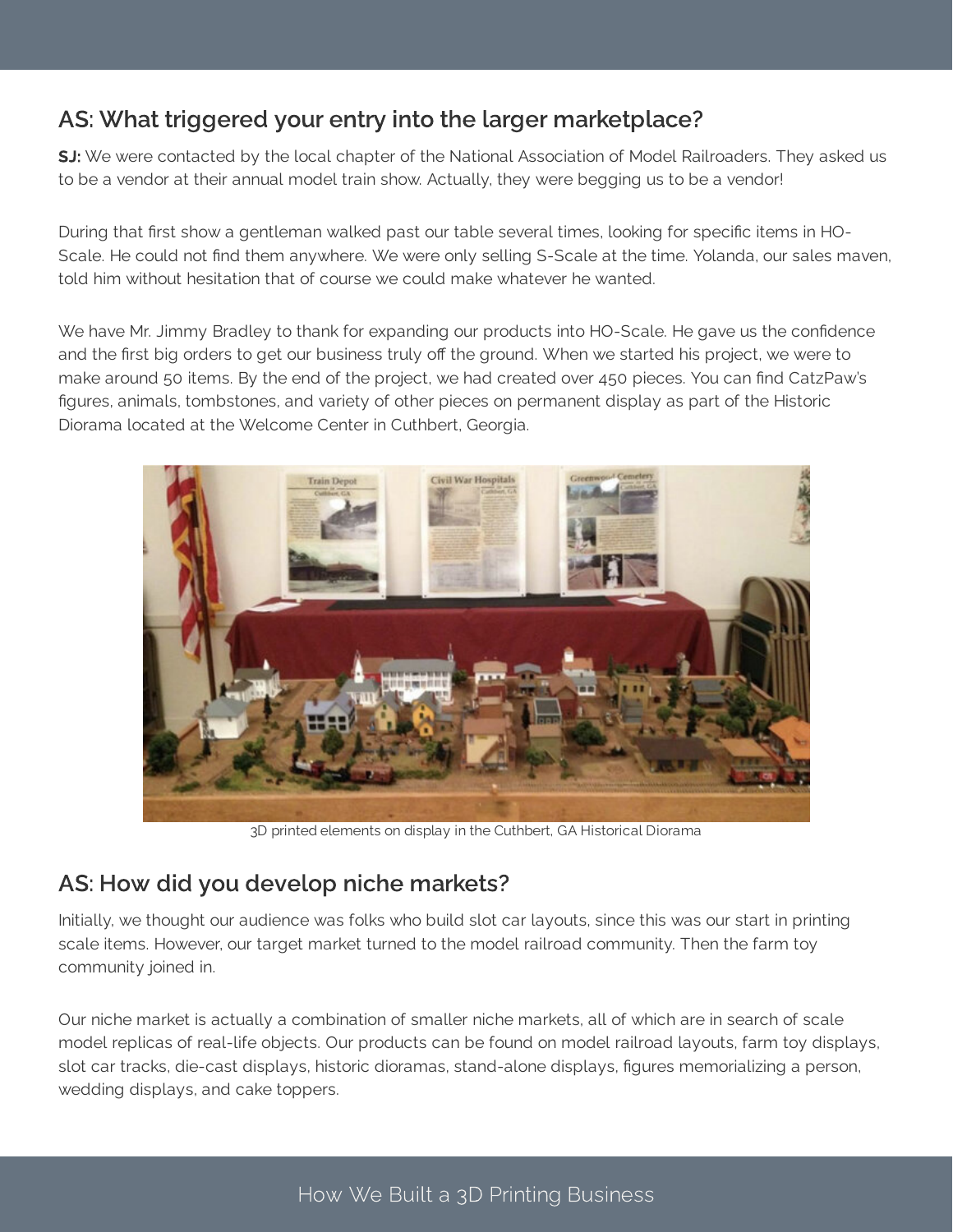## AS: What triggered your entry into the larger marketplace?

**SJ:** We were contacted by the local chapter of the National Association of Model Railroaders. They asked us to be a vendor at their annual model train show. Actually, they were begging us to be a vendor!

During that first show a gentleman walked past our table several times, looking for specific items in HO-Scale. He could not find them anywhere. We were only selling S-Scale at the time. Yolanda, our sales maven, told him without hesitation that of course we could make whatever he wanted.

We have Mr. Jimmy Bradley to thank for expanding our products into HO-Scale. He gave us the confidence and the first big orders to get our business truly off the ground. When we started his project, we were to make around 50 items. By the end of the project, we had created over 450 pieces. You can find CatzPaw's figures, animals, tombstones, and variety of other pieces on permanent display as part of the Historic Diorama located at the Welcome Center in Cuthbert, Georgia.

3D printed elements on display in the Cuthbert, GA Historical Diorama

## AS: How did you develop niche markets?

Initially, we thought our audience was folks who build slot car layouts, since this was our start in printing scale items. However, our target market turned to the model railroad community. Then the farm toy community joined in.

Our niche market is actually a combination of smaller niche markets, all of which are in search of scale model replicas of real-life objects. Our products can be found on model railroad layouts, farm toy displays, slot car tracks, die-cast displays, historic dioramas, stand-alone displays, figures memorializing a person, wedding displays, and cake toppers.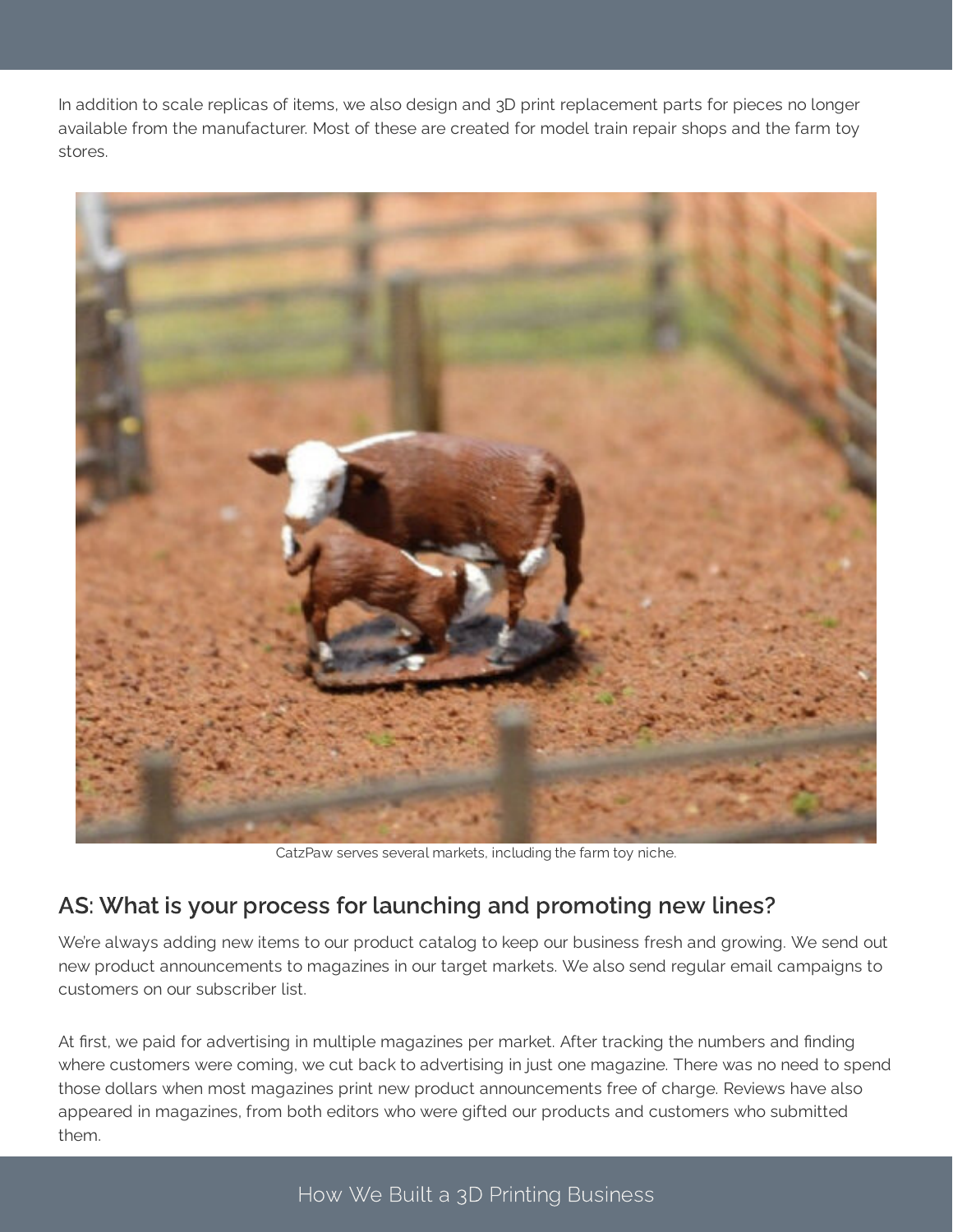In addition to scale replicas of items, we also design and 3D print replacement parts for pieces no longer available from the manufacturer. Most of these are created for model train repair shops and the farm toy stores.

CatzPaw serves several markets, including the farm toy niche.

## AS: What is your process for launching and promoting new lines?

We're always adding new items to our product catalog to keep our business fresh and growing. We send out new product announcements to magazines in our target markets. We also send regular email campaigns to customers on our subscriber list.

At first, we paid for advertising in multiple magazines per market. After tracking the numbers and finding where customers were coming, we cut back to advertising in just one magazine. There was no need to spend those dollars when most magazines print new product announcements free of charge. Reviews have also appeared in magazines, from both editors who were gifted our products and customers who submitted them.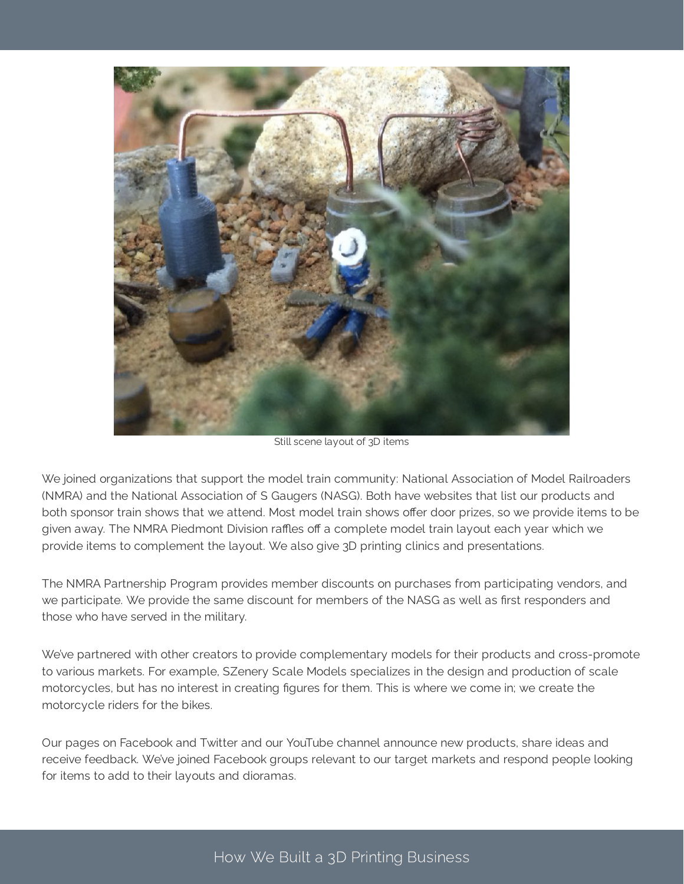Still scene layout of 3D items

We joined organizations that support the model train community: National Association of Model Railroaders (NMRA) and the National Association of S Gaugers (NASG). Both have websites that list our products and both sponsor train shows that we attend. Most model train shows offer door prizes, so we provide items to be given away. The NMRA Piedmont Division raffles off a complete model train layout each year which we provide items to complement the layout. We also give 3D printing clinics and presentations.

The NMRA Partnership Program provides member discounts on purchases from participating vendors, and we participate. We provide the same discount for members of the NASG as well as first responders and those who have served in the military.

We've partnered with other creators to provide complementary models for their products and cross-promote to various markets. For example, SZenery Scale Models specializes in the design and production of scale motorcycles, but has no interest in creating figures for them. This is where we come in; we create the motorcycle riders for the bikes.

Our pages on Facebook and Twitter and our YouTube channel announce new products, share ideas and receive feedback. We've joined Facebook groups relevant to our target markets and respond people looking for items to add to their layouts and dioramas.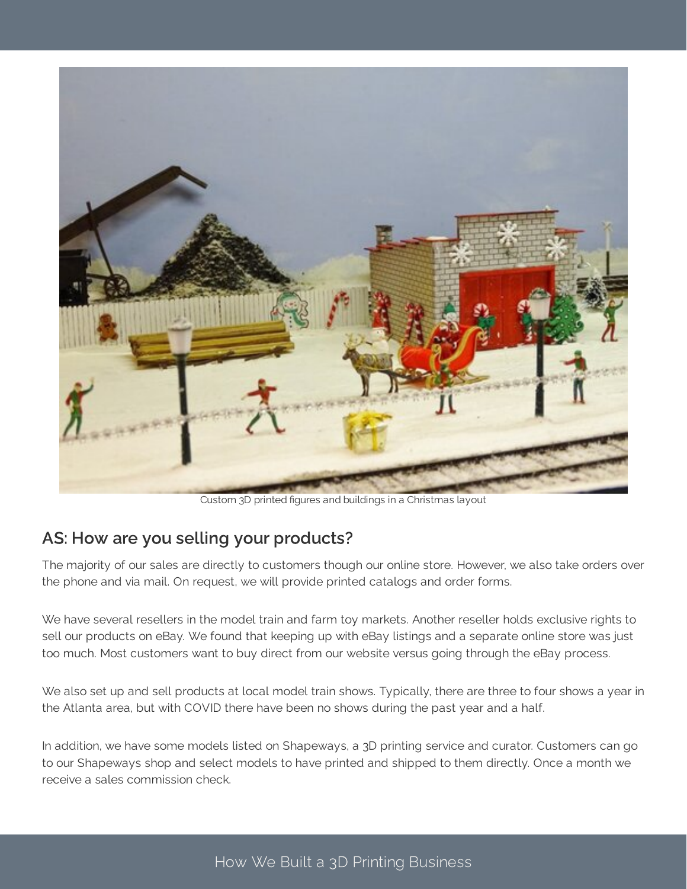Custom 3D printed figures and buildings in a Christmas layout

## AS: How are you selling your products?

The majority of our sales are directly to customers though our online store. However, we also take orders over the phone and via mail. On request, we will provide printed catalogs and order forms.

We have several resellers in the model train and farm toy markets. Another reseller holds exclusive rights to sell our products on eBay. We found that keeping up with eBay listings and a separate online store was just too much. Most customers want to buy direct from our website versus going through the eBay process.

We also set up and sell products at local model train shows. Typically, there are three to four shows a year in the Atlanta area, but with COVID there have been no shows during the past year and a half.

In addition, we have some models listed on Shapeways, a 3D printing service and curator. Customers can go to our Shapeways shop and select models to have printed and shipped to them directly. Once a month we receive a sales commission check.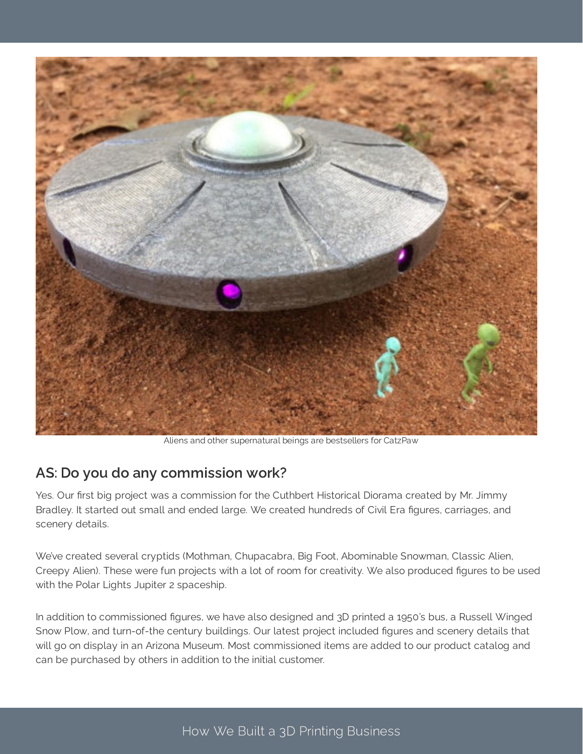Aliens and other supernatural beings are bestsellers for CatzPaw

## AS: Do you do any commission work?

Yes. Our first big project was a commission for the Cuthbert Historical Diorama created by Mr. Jimmy Bradley. It started out small and ended large. We created hundreds of Civil Era figures, carriages, and scenery details.

We've created several cryptids (Mothman, Chupacabra, Big Foot, Abominable Snowman, Classic Alien, Creepy Alien). These were fun projects with a lot of room for creativity. We also produced figures to be used with the Polar Lights Jupiter 2 spaceship.

In addition to commissioned figures, we have also designed and 3D printed a 1950's bus, a Russell Winged Snow Plow, and turn-of-the century buildings. Our latest project included figures and scenery details that will go on display in an Arizona Museum. Most commissioned items are added to our product catalog and can be purchased by others in addition to the initial customer.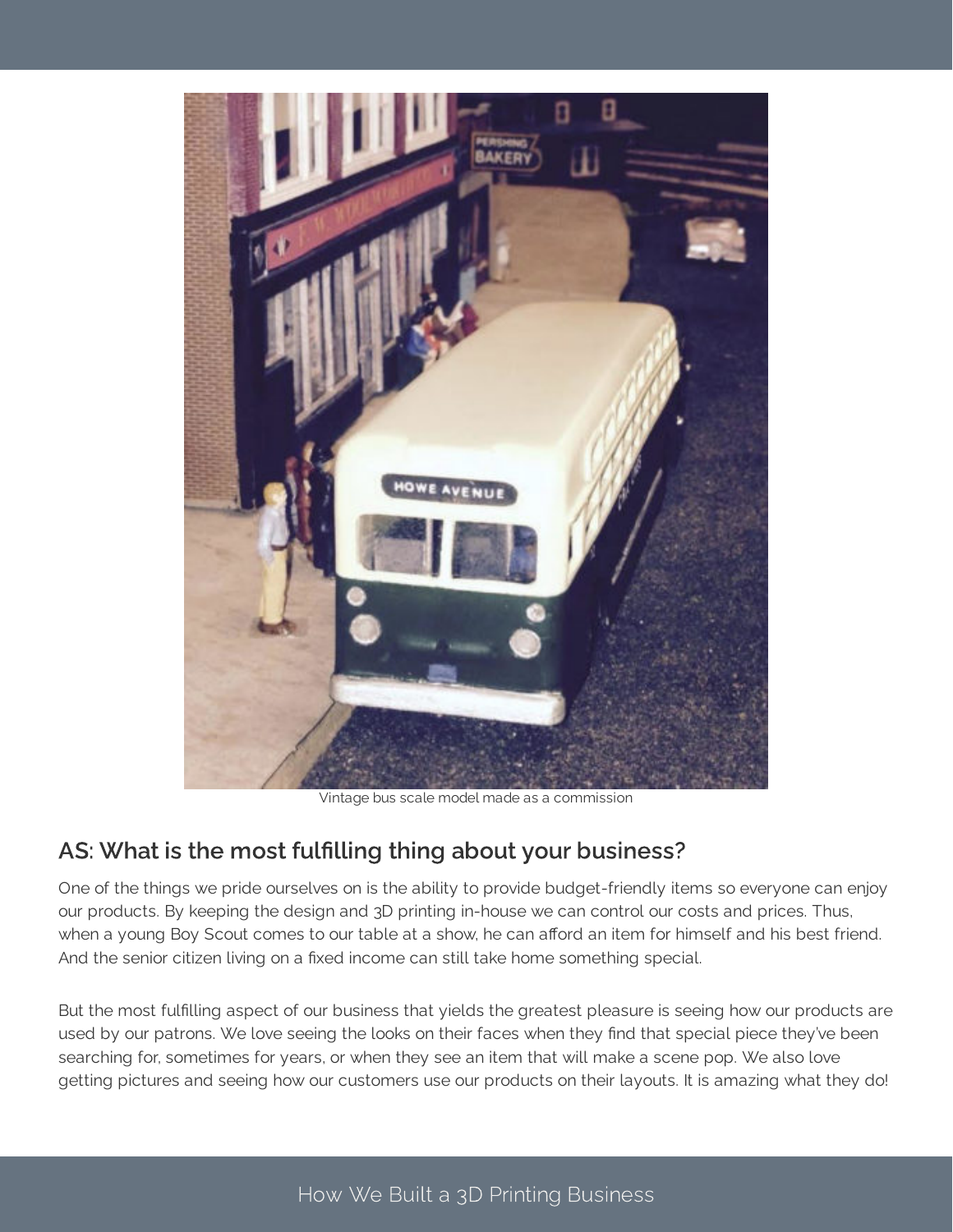Vintage bus scale model made as a commission

## AS: What is the most fulfilling thing about your business?

One of the things we pride ourselves on is the ability to provide budget-friendly items so everyone can enjoy our products. By keeping the design and 3D printing in-house we can control our costs and prices. Thus, when a young Boy Scout comes to our table at a show, he can afford an item for himself and his best friend. And the senior citizen living on a fixed income can still take home something special.

But the most fulfilling aspect of our business that yields the greatest pleasure is seeing how our products are used by our patrons. We love seeing the looks on their faces when they find that special piece they've been searching for, sometimes for years, or when they see an item that will make a scene pop. We also love getting pictures and seeing how our customers use our products on their layouts. It is amazing what they do!